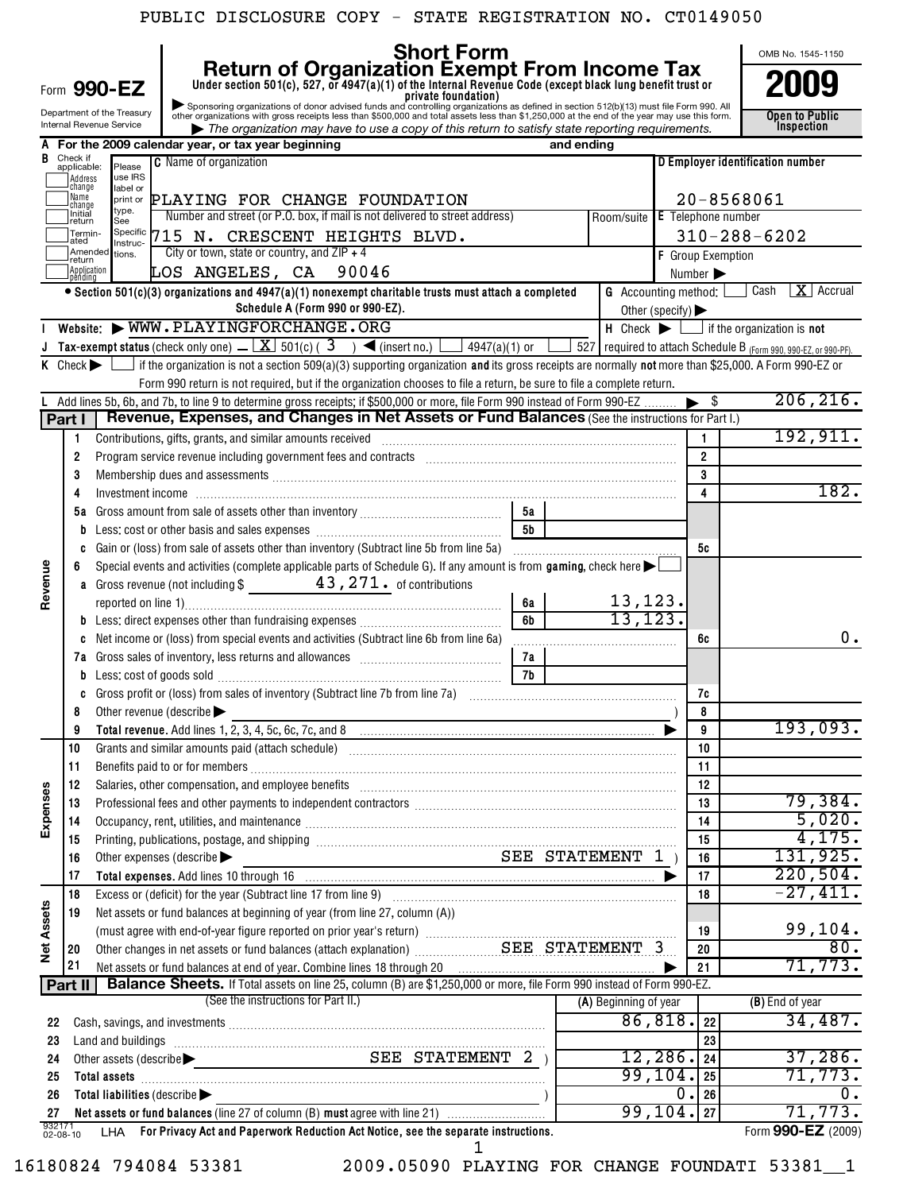PUBLIC DISCLOSURE COPY - STATE REGISTRATION NO. CT0149050

Form **990-EZ**

Department of the Treasury
Internal Revenue Service

# Short Form
# Return of Organization Exempt From Income Tax

Under section 501(c), 527, or 4947(a)(1) of the Internal Revenue Code (except black lung benefit trust or private foundation)

▶ Sponsoring organizations of donor advised funds and controlling organizations as defined in section 512(b)(13) must file Form 990. All other organizations with gross receipts less than $500,000 and total assets less than $1,250,000 at the end of the year may use this form.

▶ *The organization may have to use a copy of this return to satisfy state reporting requirements.*

OMB No. 1545-1150

**2009**

**Open to Public Inspection**

**A** For the 2009 calendar year, or tax year beginning and ending

**B** Check if applicable: Address change, Name change, Initial return, Terminated, Amended return, Application pending

**C** Name of organization: PLAYING FOR CHANGE FOUNDATION

Number and street (or P.O. box, if mail is not delivered to street address): 715 N. CRESCENT HEIGHTS BLVD. Room/suite

City or town, state or country, and ZIP + 4: LOS ANGELES, CA 90046

**D** Employer identification number: 20-8568061

**E** Telephone number: 310-288-6202

**F** Group Exemption Number ▶

• Section 501(c)(3) organizations and 4947(a)(1) nonexempt charitable trusts must attach a completed Schedule A (Form 990 or 990-EZ).

**G** Accounting method: [ ] Cash [X] Accrual Other (specify) ▶

**I** Website: ▶ WWW.PLAYINGFORCHANGE.ORG

**H** Check ▶ [ ] if the organization is **not** required to attach Schedule B (Form 990, 990-EZ, or 990-PF).

**J** Tax-exempt status (check only one) — [X] 501(c) ( 3 ) ◀ (insert no.) [ ] 4947(a)(1) or [ ] 527

**K** Check ▶ [ ] if the organization is not a section 509(a)(3) supporting organization **and** its gross receipts are normally **not** more than $25,000. A Form 990-EZ or Form 990 return is not required, but if the organization chooses to file a return, be sure to file a complete return.

**L** Add lines 5b, 6b, and 7b, to line 9 to determine gross receipts; if $500,000 or more, file Form 990 instead of Form 990-EZ ▶ $ 206,216.

## Part I — Revenue, Expenses, and Changes in Net Assets or Fund Balances (See the instructions for Part I.)

| Section | Line | Description | Sub-line | Sub-amount | Line no. | Amount |
|---|---|---|---|---|---|---|
| Revenue | 1 | Contributions, gifts, grants, and similar amounts received | | | 1 | 192,911. |
| | 2 | Program service revenue including government fees and contracts | | | 2 | |
| | 3 | Membership dues and assessments | | | 3 | |
| | 4 | Investment income | | | 4 | 182. |
| | 5a | Gross amount from sale of assets other than inventory | 5a | | | |
| | b | Less: cost or other basis and sales expenses | 5b | | | |
| | c | Gain or (loss) from sale of assets other than inventory (Subtract line 5b from line 5a) | | | 5c | |
| | 6 | Special events and activities (complete applicable parts of Schedule G). If any amount is from **gaming**, check here ▶ [ ] | | | | |
| | a | Gross revenue (not including $ 43,271. of contributions reported on line 1) | 6a | 13,123. | | |
| | b | Less: direct expenses other than fundraising expenses | 6b | 13,123. | | |
| | c | Net income or (loss) from special events and activities (Subtract line 6b from line 6a) | | | 6c | 0. |
| | 7a | Gross sales of inventory, less returns and allowances | 7a | | | |
| | b | Less: cost of goods sold | 7b | | | |
| | c | Gross profit or (loss) from sales of inventory (Subtract line 7b from line 7a) | | | 7c | |
| | 8 | Other revenue (describe ▶ ) | | | 8 | |
| | 9 | **Total revenue.** Add lines 1, 2, 3, 4, 5c, 6c, 7c, and 8 ▶ | | | 9 | 193,093. |
| Expenses | 10 | Grants and similar amounts paid (attach schedule) | | | 10 | |
| | 11 | Benefits paid to or for members | | | 11 | |
| | 12 | Salaries, other compensation, and employee benefits | | | 12 | |
| | 13 | Professional fees and other payments to independent contractors | | | 13 | 79,384. |
| | 14 | Occupancy, rent, utilities, and maintenance | | | 14 | 5,020. |
| | 15 | Printing, publications, postage, and shipping | | | 15 | 4,175. |
| | 16 | Other expenses (describe ▶ SEE STATEMENT 1 ) | | | 16 | 131,925. |
| | 17 | **Total expenses.** Add lines 10 through 16 ▶ | | | 17 | 220,504. |
| Net Assets | 18 | Excess or (deficit) for the year (Subtract line 17 from line 9) | | | 18 | -27,411. |
| | 19 | Net assets or fund balances at beginning of year (from line 27, column (A)) (must agree with end-of-year figure reported on prior year's return) | | | 19 | 99,104. |
| | 20 | Other changes in net assets or fund balances (attach explanation) SEE STATEMENT 3 | | | 20 | 80. |
| | 21 | Net assets or fund balances at end of year. Combine lines 18 through 20 ▶ | | | 21 | 71,773. |

## Part II — Balance Sheets. If Total assets on line 25, column (B) are $1,250,000 or more, file Form 990 instead of Form 990-EZ.

(See the instructions for Part II.)

| Line | Description | (A) Beginning of year | Line no. | (B) End of year |
|---|---|---|---|---|
| 22 | Cash, savings, and investments | 86,818. | 22 | 34,487. |
| 23 | Land and buildings | | 23 | |
| 24 | Other assets (describe ▶ SEE STATEMENT 2 ) | 12,286. | 24 | 37,286. |
| 25 | **Total assets** | 99,104. | 25 | 71,773. |
| 26 | **Total liabilities** (describe ▶ ) | 0. | 26 | 0. |
| 27 | **Net assets or fund balances** (line 27 of column (B) **must** agree with line 21) | 99,104. | 27 | 71,773. |

932171 02-08-10 LHA **For Privacy Act and Paperwork Reduction Act Notice, see the separate instructions.** Form **990-EZ** (2009)

16180824 794084 53381 2009.05090 PLAYING FOR CHANGE FOUNDATI 53381__1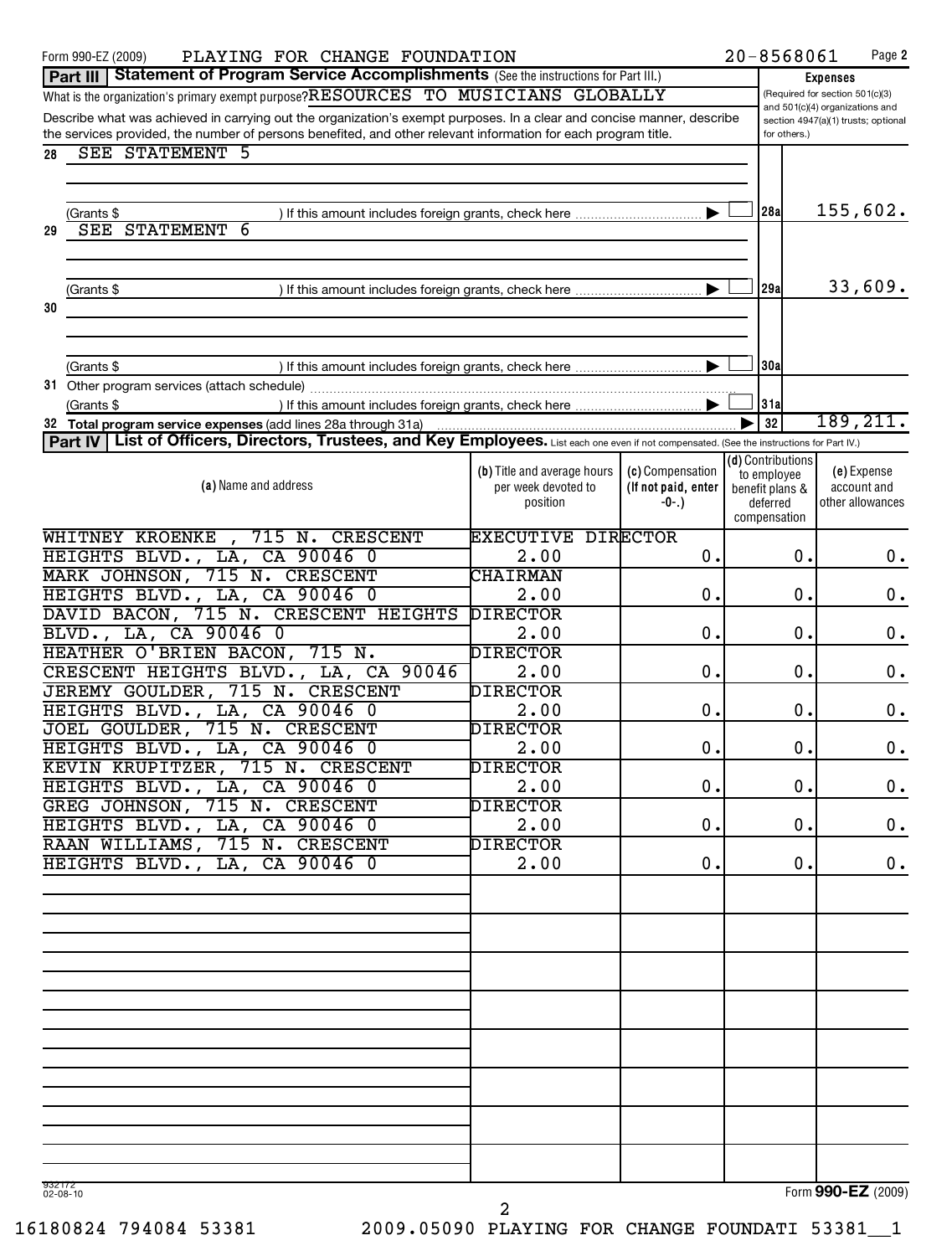Form 990-EZ (2009) PLAYING FOR CHANGE FOUNDATION 20-8568061

## Part III Statement of Program Service Accomplishments (See the instructions for Part III.)

What is the organization's primary exempt purpose? RESOURCES TO MUSICIANS GLOBALLY

Describe what was achieved in carrying out the organization's exempt purposes. In a clear and concise manner, describe the services provided, the number of persons benefited, and other relevant information for each program title.

**Expenses** (Required for section 501(c)(3) and 501(c)(4) organizations and section 4947(a)(1) trusts; optional for others.)

| | | | Expenses |
|---|---|---|---|
| 28 | SEE STATEMENT 5 (Grants $ ) If this amount includes foreign grants, check here ▶ ☐ | 28a | 155,602. |
| 29 | SEE STATEMENT 6 (Grants $ ) If this amount includes foreign grants, check here ▶ ☐ | 29a | 33,609. |
| 30 | (Grants $ ) If this amount includes foreign grants, check here ▶ ☐ | 30a | |
| 31 | Other program services (attach schedule) (Grants $ ) If this amount includes foreign grants, check here ▶ ☐ | 31a | |
| 32 | **Total program service expenses** (add lines 28a through 31a) ▶ | 32 | 189,211. |

## Part IV List of Officers, Directors, Trustees, and Key Employees.

List each one even if not compensated. (See the instructions for Part IV.)

| (a) Name and address | (b) Title and average hours per week devoted to position | (c) Compensation (If not paid, enter -0-.) | (d) Contributions to employee benefit plans & deferred compensation | (e) Expense account and other allowances |
|---|---|---|---|---|
| WHITNEY KROENKE , 715 N. CRESCENT HEIGHTS BLVD., LA, CA 90046 0 | EXECUTIVE DIRECTOR 2.00 | 0. | 0. | 0. |
| MARK JOHNSON, 715 N. CRESCENT HEIGHTS BLVD., LA, CA 90046 0 | CHAIRMAN 2.00 | 0. | 0. | 0. |
| DAVID BACON, 715 N. CRESCENT HEIGHTS BLVD., LA, CA 90046 0 | DIRECTOR 2.00 | 0. | 0. | 0. |
| HEATHER O'BRIEN BACON, 715 N. CRESCENT HEIGHTS BLVD., LA, CA 90046 | DIRECTOR 2.00 | 0. | 0. | 0. |
| JEREMY GOULDER, 715 N. CRESCENT HEIGHTS BLVD., LA, CA 90046 0 | DIRECTOR 2.00 | 0. | 0. | 0. |
| JOEL GOULDER, 715 N. CRESCENT HEIGHTS BLVD., LA, CA 90046 0 | DIRECTOR 2.00 | 0. | 0. | 0. |
| KEVIN KRUPITZER, 715 N. CRESCENT HEIGHTS BLVD., LA, CA 90046 0 | DIRECTOR 2.00 | 0. | 0. | 0. |
| GREG JOHNSON, 715 N. CRESCENT HEIGHTS BLVD., LA, CA 90046 0 | DIRECTOR 2.00 | 0. | 0. | 0. |
| RAAN WILLIAMS, 715 N. CRESCENT HEIGHTS BLVD., LA, CA 90046 0 | DIRECTOR 2.00 | 0. | 0. | 0. |

932172 02-08-10

Form **990-EZ** (2009)

16180824 794084 53381 2009.05090 PLAYING FOR CHANGE FOUNDATI 53381__1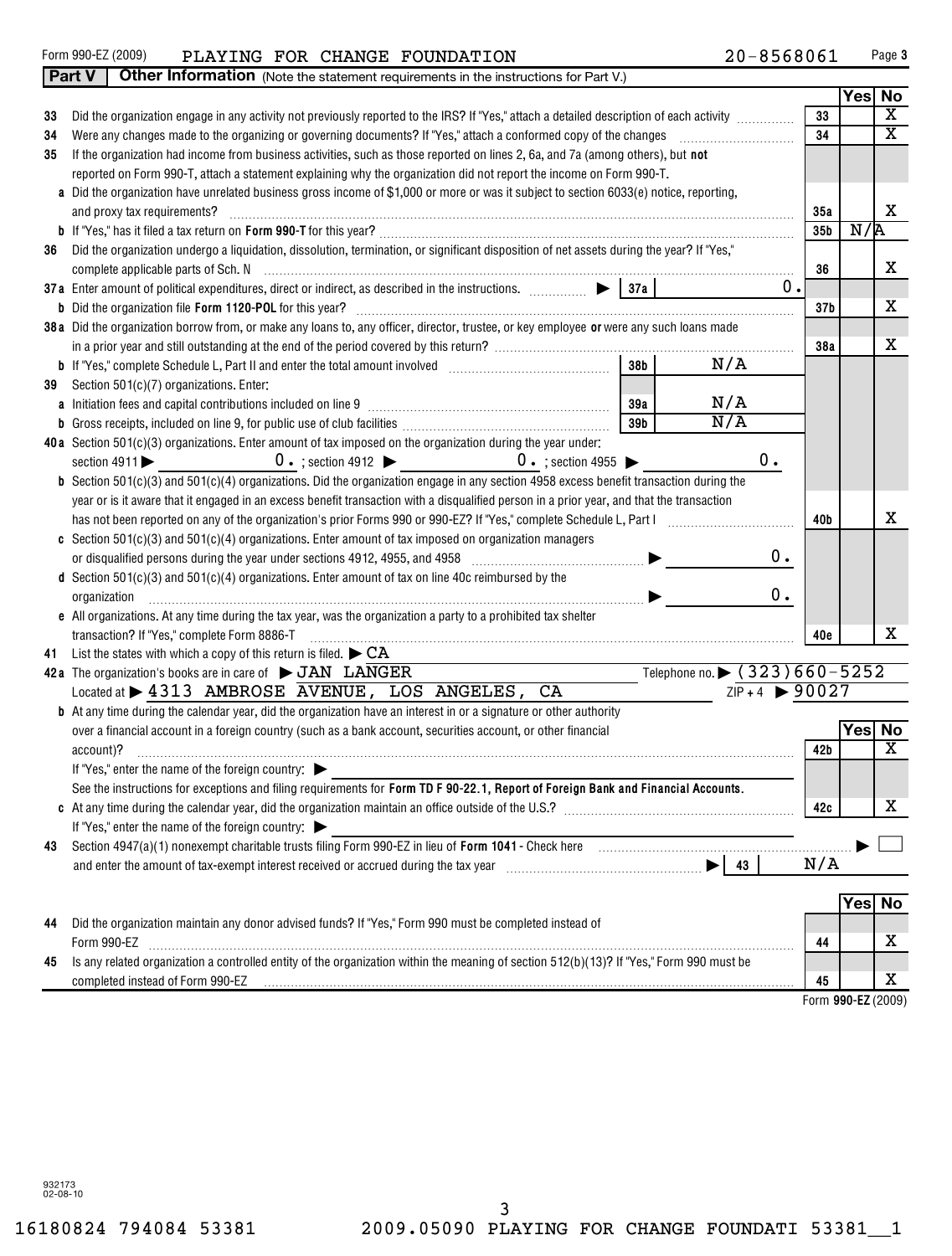Form 990-EZ (2009) PLAYING FOR CHANGE FOUNDATION 20-8568061 Page 3

**Part V** **Other Information** (Note the statement requirements in the instructions for Part V.)

| | | | Yes | No |
|---|---|---|---|---|
| 33 | Did the organization engage in any activity not previously reported to the IRS? If "Yes," attach a detailed description of each activity | 33 | | X |
| 34 | Were any changes made to the organizing or governing documents? If "Yes," attach a conformed copy of the changes | 34 | | X |
| 35 | If the organization had income from business activities, such as those reported on lines 2, 6a, and 7a (among others), but **not** reported on Form 990-T, attach a statement explaining why the organization did not report the income on Form 990-T. | | | |
| a | Did the organization have unrelated business gross income of $1,000 or more or was it subject to section 6033(e) notice, reporting, and proxy tax requirements? | 35a | | X |
| b | If "Yes," has it filed a tax return on **Form 990-T** for this year? | 35b | N/A | |
| 36 | Did the organization undergo a liquidation, dissolution, termination, or significant disposition of net assets during the year? If "Yes," complete applicable parts of Sch. N | 36 | | X |
| 37a | Enter amount of political expenditures, direct or indirect, as described in the instructions. ▶ 37a 0. | | | |
| b | Did the organization file **Form 1120-POL** for this year? | 37b | | X |
| 38a | Did the organization borrow from, or make any loans to, any officer, director, trustee, or key employee **or** were any such loans made in a prior year and still outstanding at the end of the period covered by this return? | 38a | | X |
| b | If "Yes," complete Schedule L, Part II and enter the total amount involved 38b N/A | | | |
| 39 | Section 501(c)(7) organizations. Enter: | | | |
| a | Initiation fees and capital contributions included on line 9 39a N/A | | | |
| b | Gross receipts, included on line 9, for public use of club facilities 39b N/A | | | |
| 40a | Section 501(c)(3) organizations. Enter amount of tax imposed on the organization during the year under: section 4911 ▶ 0. ; section 4912 ▶ 0. ; section 4955 ▶ 0. | | | |
| b | Section 501(c)(3) and 501(c)(4) organizations. Did the organization engage in any section 4958 excess benefit transaction during the year or is it aware that it engaged in an excess benefit transaction with a disqualified person in a prior year, and that the transaction has not been reported on any of the organization's prior Forms 990 or 990-EZ? If "Yes," complete Schedule L, Part I | 40b | | X |
| c | Section 501(c)(3) and 501(c)(4) organizations. Enter amount of tax imposed on organization managers or disqualified persons during the year under sections 4912, 4955, and 4958 ▶ 0. | | | |
| d | Section 501(c)(3) and 501(c)(4) organizations. Enter amount of tax on line 40c reimbursed by the organization ▶ 0. | | | |
| e | All organizations. At any time during the tax year, was the organization a party to a prohibited tax shelter transaction? If "Yes," complete Form 8886-T | 40e | | X |

41 List the states with which a copy of this return is filed. ▶ CA

42a The organization's books are in care of ▶ JAN LANGER Telephone no. ▶ (323)660-5252
Located at ▶ 4313 AMBROSE AVENUE, LOS ANGELES, CA ZIP + 4 ▶ 90027

| | | | Yes | No |
|---|---|---|---|---|
| b | At any time during the calendar year, did the organization have an interest in or a signature or other authority over a financial account in a foreign country (such as a bank account, securities account, or other financial account)? If "Yes," enter the name of the foreign country: ▶ See the instructions for exceptions and filing requirements for **Form TD F 90-22.1, Report of Foreign Bank and Financial Accounts.** | 42b | | X |
| c | At any time during the calendar year, did the organization maintain an office outside of the U.S.? If "Yes," enter the name of the foreign country: ▶ | 42c | | X |

43 Section 4947(a)(1) nonexempt charitable trusts filing Form 990-EZ in lieu of **Form 1041** - Check here ▶ ☐
and enter the amount of tax-exempt interest received or accrued during the tax year ▶ 43 N/A

| | | | Yes | No |
|---|---|---|---|---|
| 44 | Did the organization maintain any donor advised funds? If "Yes," Form 990 must be completed instead of Form 990-EZ | 44 | | X |
| 45 | Is any related organization a controlled entity of the organization within the meaning of section 512(b)(13)? If "Yes," Form 990 must be completed instead of Form 990-EZ | 45 | | X |

Form **990-EZ** (2009)

932173
02-08-10

16180824 794084 53381 2009.05090 PLAYING FOR CHANGE FOUNDATI 53381__1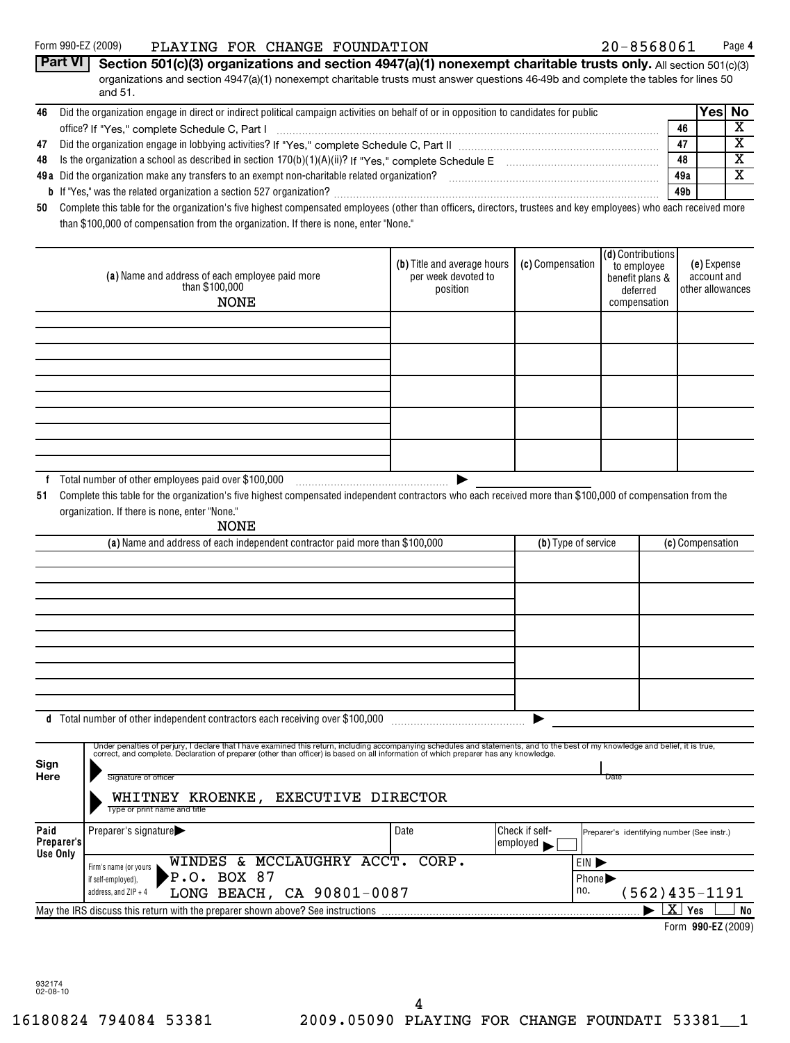Form 990-EZ (2009) PLAYING FOR CHANGE FOUNDATION 20-8568061 Page **4**

**Part VI** **Section 501(c)(3) organizations and section 4947(a)(1) nonexempt charitable trusts only.** All section 501(c)(3) organizations and section 4947(a)(1) nonexempt charitable trusts must answer questions 46-49b and complete the tables for lines 50 and 51.

| | | | Yes | No |
|---|---|---|---|---|
| **46** | Did the organization engage in direct or indirect political campaign activities on behalf of or in opposition to candidates for public office? If "Yes," complete Schedule C, Part I | **46** | | X |
| **47** | Did the organization engage in lobbying activities? If "Yes," complete Schedule C, Part II | **47** | | X |
| **48** | Is the organization a school as described in section 170(b)(1)(A)(ii)? If "Yes," complete Schedule E | **48** | | X |
| **49a** | Did the organization make any transfers to an exempt non-charitable related organization? | **49a** | | X |
| **b** | If "Yes," was the related organization a section 527 organization? | **49b** | | |

**50** Complete this table for the organization's five highest compensated employees (other than officers, directors, trustees and key employees) who each received more than $100,000 of compensation from the organization. If there is none, enter "None."

| (a) Name and address of each employee paid more than $100,000 | (b) Title and average hours per week devoted to position | (c) Compensation | (d) Contributions to employee benefit plans & deferred compensation | (e) Expense account and other allowances |
|---|---|---|---|---|
| NONE | | | | |
| | | | | |
| | | | | |
| | | | | |
| | | | | |

**f** Total number of other employees paid over $100,000 ▶

**51** Complete this table for the organization's five highest compensated independent contractors who each received more than $100,000 of compensation from the organization. If there is none, enter "None."

NONE

| (a) Name and address of each independent contractor paid more than $100,000 | (b) Type of service | (c) Compensation |
|---|---|---|
| | | |
| | | |
| | | |
| | | |
| | | |

**d** Total number of other independent contractors each receiving over $100,000 ▶

**Sign Here**

Under penalties of perjury, I declare that I have examined this return, including accompanying schedules and statements, and to the best of my knowledge and belief, it is true, correct, and complete. Declaration of preparer (other than officer) is based on all information of which preparer has any knowledge.

Signature of officer | Date

WHITNEY KROENKE, EXECUTIVE DIRECTOR
Type or print name and title

**Paid Preparer's Use Only**

Preparer's signature ▶ | Date | Check if self-employed ▶ ☐ | Preparer's identifying number (See instr.)

Firm's name (or yours if self-employed), address, and ZIP + 4: WINDES & MCCLAUGHRY ACCT. CORP., P.O. BOX 87, LONG BEACH, CA 90801-0087

EIN ▶

Phone no. (562)435-1191

May the IRS discuss this return with the preparer shown above? See instructions ▶ [X] Yes [ ] No

Form **990-EZ** (2009)

932174
02-08-10

16180824 794084 53381 2009.05090 PLAYING FOR CHANGE FOUNDATI 53381__1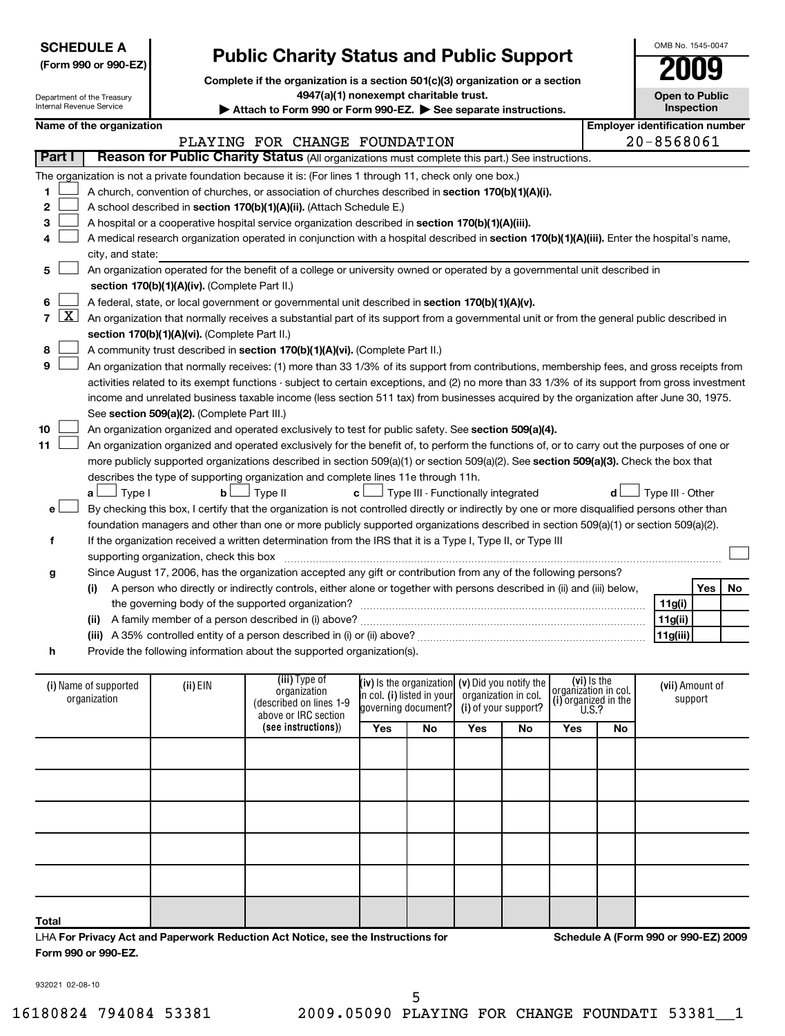**SCHEDULE A**
**(Form 990 or 990-EZ)**

Department of the Treasury
Internal Revenue Service

# Public Charity Status and Public Support

**Complete if the organization is a section 501(c)(3) organization or a section 4947(a)(1) nonexempt charitable trust.**
**▶ Attach to Form 990 or Form 990-EZ. ▶ See separate instructions.**

OMB No. 1545-0047

**2009**

**Open to Public Inspection**

**Name of the organization:** PLAYING FOR CHANGE FOUNDATION

**Employer identification number:** 20-8568061

## Part I Reason for Public Charity Status (All organizations must complete this part.) See instructions.

The organization is not a private foundation because it is: (For lines 1 through 11, check only one box.)

1. ☐ A church, convention of churches, or association of churches described in **section 170(b)(1)(A)(i).**
2. ☐ A school described in **section 170(b)(1)(A)(ii).** (Attach Schedule E.)
3. ☐ A hospital or a cooperative hospital service organization described in **section 170(b)(1)(A)(iii).**
4. ☐ A medical research organization operated in conjunction with a hospital described in **section 170(b)(1)(A)(iii).** Enter the hospital's name, city, and state:
5. ☐ An organization operated for the benefit of a college or university owned or operated by a governmental unit described in **section 170(b)(1)(A)(iv).** (Complete Part II.)
6. ☐ A federal, state, or local government or governmental unit described in **section 170(b)(1)(A)(v).**
7. ☒ An organization that normally receives a substantial part of its support from a governmental unit or from the general public described in **section 170(b)(1)(A)(vi).** (Complete Part II.)
8. ☐ A community trust described in **section 170(b)(1)(A)(vi).** (Complete Part II.)
9. ☐ An organization that normally receives: (1) more than 33 1/3% of its support from contributions, membership fees, and gross receipts from activities related to its exempt functions - subject to certain exceptions, and (2) no more than 33 1/3% of its support from gross investment income and unrelated business taxable income (less section 511 tax) from businesses acquired by the organization after June 30, 1975. See **section 509(a)(2).** (Complete Part III.)
10. ☐ An organization organized and operated exclusively to test for public safety. See **section 509(a)(4).**
11. ☐ An organization organized and operated exclusively for the benefit of, to perform the functions of, or to carry out the purposes of one or more publicly supported organizations described in section 509(a)(1) or section 509(a)(2). See **section 509(a)(3).** Check the box that describes the type of supporting organization and complete lines 11e through 11h.
   - **a** ☐ Type I  **b** ☐ Type II  **c** ☐ Type III - Functionally integrated  **d** ☐ Type III - Other
   - **e** ☐ By checking this box, I certify that the organization is not controlled directly or indirectly by one or more disqualified persons other than foundation managers and other than one or more publicly supported organizations described in section 509(a)(1) or section 509(a)(2).
   - **f** If the organization received a written determination from the IRS that it is a Type I, Type II, or Type III supporting organization, check this box ☐
   - **g** Since August 17, 2006, has the organization accepted any gift or contribution from any of the following persons?

| | | Yes | No |
|---|---|---|---|
| (i) A person who directly or indirectly controls, either alone or together with persons described in (ii) and (iii) below, the governing body of the supported organization? | 11g(i) | | |
| (ii) A family member of a person described in (i) above? | 11g(ii) | | |
| (iii) A 35% controlled entity of a person described in (i) or (ii) above? | 11g(iii) | | |

   - **h** Provide the following information about the supported organization(s).

| (i) Name of supported organization | (ii) EIN | (iii) Type of organization (described on lines 1-9 above or IRC section (see instructions)) | (iv) Is the organization in col. (i) listed in your governing document? Yes | No | (v) Did you notify the organization in col. (i) of your support? Yes | No | (vi) Is the organization in col. (i) organized in the U.S.? Yes | No | (vii) Amount of support |
|---|---|---|---|---|---|---|---|---|---|
| | | | | | | | | | |
| | | | | | | | | | |
| | | | | | | | | | |
| | | | | | | | | | |
| | | | | | | | | | |
| **Total** | | | | | | | | | |

LHA **For Privacy Act and Paperwork Reduction Act Notice, see the Instructions for Form 990 or 990-EZ.**

**Schedule A (Form 990 or 990-EZ) 2009**

932021 02-08-10

16180824 794084 53381    2009.05090 PLAYING FOR CHANGE FOUNDATI 53381__1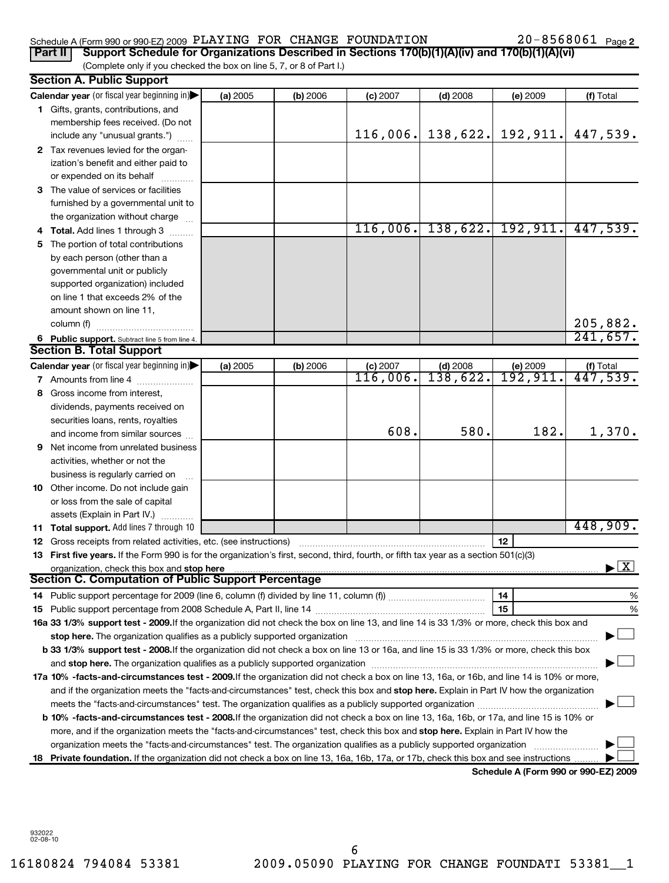Schedule A (Form 990 or 990-EZ) 2009 PLAYING FOR CHANGE FOUNDATION 20-8568061 Page 2

**Part II** **Support Schedule for Organizations Described in Sections 170(b)(1)(A)(iv) and 170(b)(1)(A)(vi)**
(Complete only if you checked the box on line 5, 7, or 8 of Part I.)

## Section A. Public Support

| Calendar year (or fiscal year beginning in) | (a) 2005 | (b) 2006 | (c) 2007 | (d) 2008 | (e) 2009 | (f) Total |
|---|---|---|---|---|---|---|
| 1 Gifts, grants, contributions, and membership fees received. (Do not include any "unusual grants.") | | | 116,006. | 138,622. | 192,911. | 447,539. |
| 2 Tax revenues levied for the organization's benefit and either paid to or expended on its behalf | | | | | | |
| 3 The value of services or facilities furnished by a governmental unit to the organization without charge | | | | | | |
| 4 Total. Add lines 1 through 3 | | | 116,006. | 138,622. | 192,911. | 447,539. |
| 5 The portion of total contributions by each person (other than a governmental unit or publicly supported organization) included on line 1 that exceeds 2% of the amount shown on line 11, column (f) | | | | | | 205,882. |
| 6 Public support. Subtract line 5 from line 4. | | | | | | 241,657. |

## Section B. Total Support

| Calendar year (or fiscal year beginning in) | (a) 2005 | (b) 2006 | (c) 2007 | (d) 2008 | (e) 2009 | (f) Total |
|---|---|---|---|---|---|---|
| 7 Amounts from line 4 | | | 116,006. | 138,622. | 192,911. | 447,539. |
| 8 Gross income from interest, dividends, payments received on securities loans, rents, royalties and income from similar sources | | | 608. | 580. | 182. | 1,370. |
| 9 Net income from unrelated business activities, whether or not the business is regularly carried on | | | | | | |
| 10 Other income. Do not include gain or loss from the sale of capital assets (Explain in Part IV.) | | | | | | |
| 11 Total support. Add lines 7 through 10 | | | | | | 448,909. |

12 Gross receipts from related activities, etc. (see instructions) 12

13 **First five years.** If the Form 990 is for the organization's first, second, third, fourth, or fifth tax year as a section 501(c)(3) organization, check this box and **stop here** ▶ [X]

## Section C. Computation of Public Support Percentage

14 Public support percentage for 2009 (line 6, column (f) divided by line 11, column (f)) 14 %

15 Public support percentage from 2008 Schedule A, Part II, line 14 15 %

**16a 33 1/3% support test - 2009.** If the organization did not check the box on line 13, and line 14 is 33 1/3% or more, check this box and **stop here.** The organization qualifies as a publicly supported organization ▶ [ ]

**b 33 1/3% support test - 2008.** If the organization did not check a box on line 13 or 16a, and line 15 is 33 1/3% or more, check this box and **stop here.** The organization qualifies as a publicly supported organization ▶ [ ]

**17a 10% -facts-and-circumstances test - 2009.** If the organization did not check a box on line 13, 16a, or 16b, and line 14 is 10% or more, and if the organization meets the "facts-and-circumstances" test, check this box and **stop here.** Explain in Part IV how the organization meets the "facts-and-circumstances" test. The organization qualifies as a publicly supported organization ▶ [ ]

**b 10% -facts-and-circumstances test - 2008.** If the organization did not check a box on line 13, 16a, 16b, or 17a, and line 15 is 10% or more, and if the organization meets the "facts-and-circumstances" test, check this box and **stop here.** Explain in Part IV how the organization meets the "facts-and-circumstances" test. The organization qualifies as a publicly supported organization ▶ [ ]

18 **Private foundation.** If the organization did not check a box on line 13, 16a, 16b, 17a, or 17b, check this box and see instructions ▶ [ ]

**Schedule A (Form 990 or 990-EZ) 2009**

932022
02-08-10

16180824 794084 53381 2009.05090 PLAYING FOR CHANGE FOUNDATI 53381__1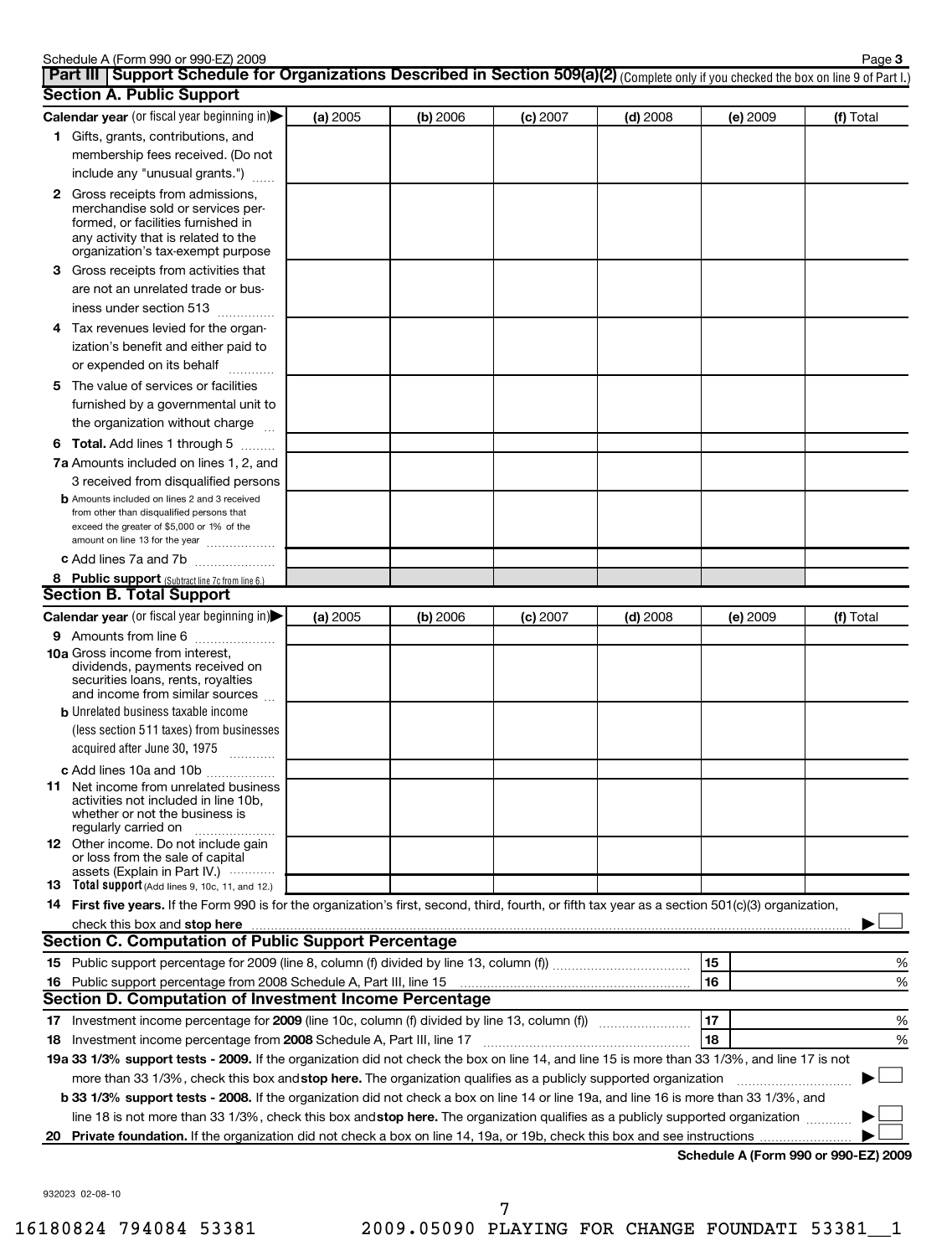## Part III | Support Schedule for Organizations Described in Section 509(a)(2) (Complete only if you checked the box on line 9 of Part I.)

### Section A. Public Support

| Calendar year (or fiscal year beginning in) ▶ | (a) 2005 | (b) 2006 | (c) 2007 | (d) 2008 | (e) 2009 | (f) Total |
|---|---|---|---|---|---|---|
| **1** Gifts, grants, contributions, and membership fees received. (Do not include any "unusual grants.") | | | | | | |
| **2** Gross receipts from admissions, merchandise sold or services performed, or facilities furnished in any activity that is related to the organization's tax-exempt purpose | | | | | | |
| **3** Gross receipts from activities that are not an unrelated trade or business under section 513 | | | | | | |
| **4** Tax revenues levied for the organization's benefit and either paid to or expended on its behalf | | | | | | |
| **5** The value of services or facilities furnished by a governmental unit to the organization without charge | | | | | | |
| **6 Total.** Add lines 1 through 5 | | | | | | |
| **7a** Amounts included on lines 1, 2, and 3 received from disqualified persons | | | | | | |
| **b** Amounts included on lines 2 and 3 received from other than disqualified persons that exceed the greater of $5,000 or 1% of the amount on line 13 for the year | | | | | | |
| **c** Add lines 7a and 7b | | | | | | |
| **8 Public support** (Subtract line 7c from line 6.) | | | | | | |

### Section B. Total Support

| Calendar year (or fiscal year beginning in) ▶ | (a) 2005 | (b) 2006 | (c) 2007 | (d) 2008 | (e) 2009 | (f) Total |
|---|---|---|---|---|---|---|
| **9** Amounts from line 6 | | | | | | |
| **10a** Gross income from interest, dividends, payments received on securities loans, rents, royalties and income from similar sources | | | | | | |
| **b** Unrelated business taxable income (less section 511 taxes) from businesses acquired after June 30, 1975 | | | | | | |
| **c** Add lines 10a and 10b | | | | | | |
| **11** Net income from unrelated business activities not included in line 10b, whether or not the business is regularly carried on | | | | | | |
| **12** Other income. Do not include gain or loss from the sale of capital assets (Explain in Part IV.) | | | | | | |
| **13 Total support** (Add lines 9, 10c, 11, and 12.) | | | | | | |

**14 First five years.** If the Form 990 is for the organization's first, second, third, fourth, or fifth tax year as a section 501(c)(3) organization, check this box and **stop here** ▶ ☐

### Section C. Computation of Public Support Percentage

| | | | |
|---|---|---|---|
| **15** | Public support percentage for 2009 (line 8, column (f) divided by line 13, column (f)) | 15 | % |
| **16** | Public support percentage from 2008 Schedule A, Part III, line 15 | 16 | % |

### Section D. Computation of Investment Income Percentage

| | | | |
|---|---|---|---|
| **17** | Investment income percentage for **2009** (line 10c, column (f) divided by line 13, column (f)) | 17 | % |
| **18** | Investment income percentage from **2008** Schedule A, Part III, line 17 | 18 | % |

**19a 33 1/3% support tests - 2009.** If the organization did not check the box on line 14, and line 15 is more than 33 1/3%, and line 17 is not more than 33 1/3%, check this box and **stop here.** The organization qualifies as a publicly supported organization ▶ ☐

**b 33 1/3% support tests - 2008.** If the organization did not check a box on line 14 or line 19a, and line 16 is more than 33 1/3%, and line 18 is not more than 33 1/3%, check this box and **stop here.** The organization qualifies as a publicly supported organization ▶ ☐

**20 Private foundation.** If the organization did not check a box on line 14, 19a, or 19b, check this box and see instructions ▶ ☐

**Schedule A (Form 990 or 990-EZ) 2009**

932023 02-08-10

16180824 794084 53381 2009.05090 PLAYING FOR CHANGE FOUNDATI 53381__1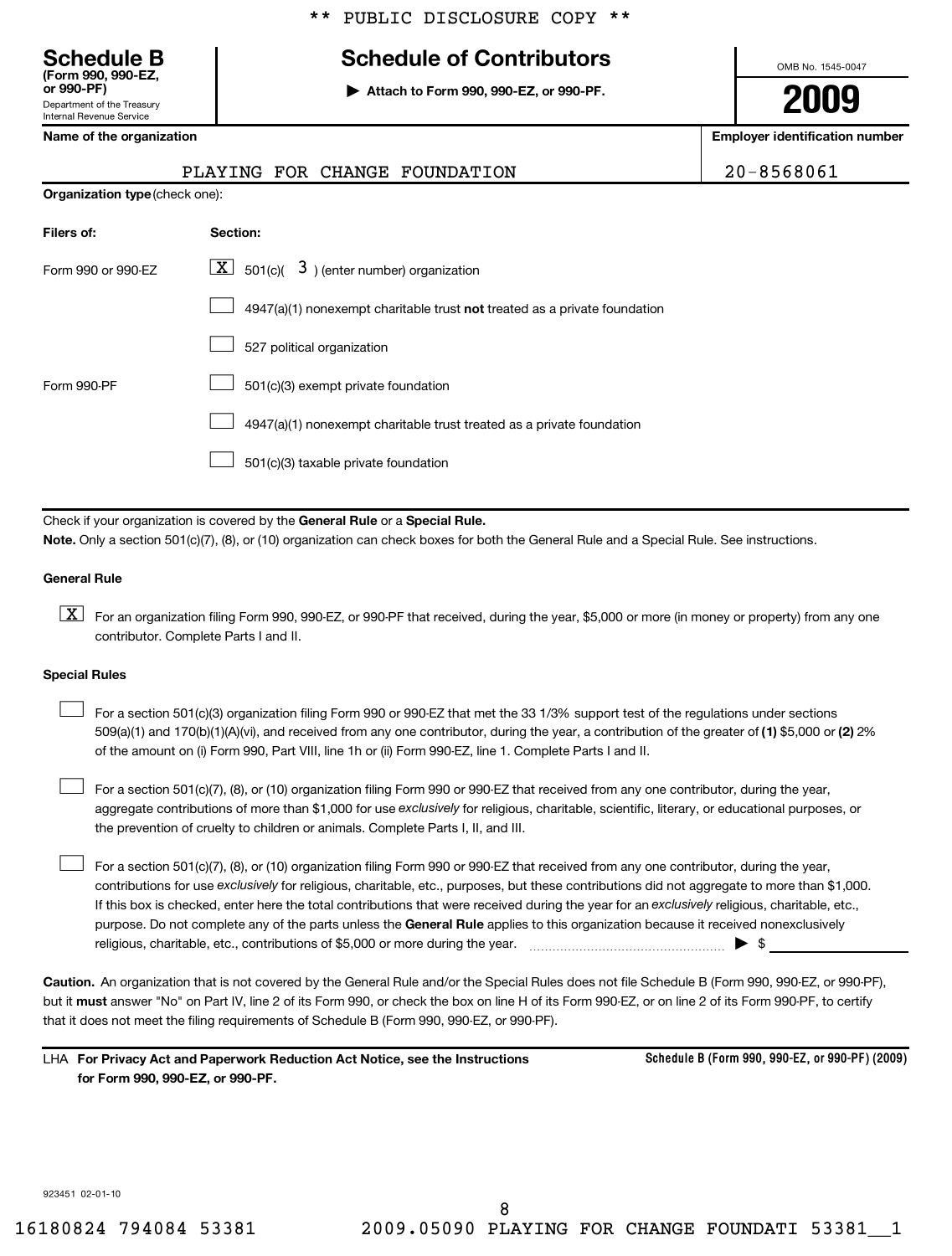\*\* PUBLIC DISCLOSURE COPY \*\*

**Schedule B**
**(Form 990, 990-EZ, or 990-PF)**
Department of the Treasury
Internal Revenue Service

# Schedule of Contributors

▶ **Attach to Form 990, 990-EZ, or 990-PF.**

OMB No. 1545-0047

**2009**

| **Name of the organization** | **Employer identification number** |
|---|---|
| PLAYING FOR CHANGE FOUNDATION | 20-8568061 |

**Organization type** (check one):

| **Filers of:** | **Section:** |
|---|---|
| Form 990 or 990-EZ | [X] 501(c)( 3 ) (enter number) organization |
| | [ ] 4947(a)(1) nonexempt charitable trust **not** treated as a private foundation |
| | [ ] 527 political organization |
| Form 990-PF | [ ] 501(c)(3) exempt private foundation |
| | [ ] 4947(a)(1) nonexempt charitable trust treated as a private foundation |
| | [ ] 501(c)(3) taxable private foundation |

Check if your organization is covered by the **General Rule** or a **Special Rule.**

**Note.** Only a section 501(c)(7), (8), or (10) organization can check boxes for both the General Rule and a Special Rule. See instructions.

**General Rule**

[X] For an organization filing Form 990, 990-EZ, or 990-PF that received, during the year, $5,000 or more (in money or property) from any one contributor. Complete Parts I and II.

**Special Rules**

[ ] For a section 501(c)(3) organization filing Form 990 or 990-EZ that met the 33 1/3% support test of the regulations under sections 509(a)(1) and 170(b)(1)(A)(vi), and received from any one contributor, during the year, a contribution of the greater of **(1)** $5,000 or **(2)** 2% of the amount on (i) Form 990, Part VIII, line 1h or (ii) Form 990-EZ, line 1. Complete Parts I and II.

[ ] For a section 501(c)(7), (8), or (10) organization filing Form 990 or 990-EZ that received from any one contributor, during the year, aggregate contributions of more than $1,000 for use *exclusively* for religious, charitable, scientific, literary, or educational purposes, or the prevention of cruelty to children or animals. Complete Parts I, II, and III.

[ ] For a section 501(c)(7), (8), or (10) organization filing Form 990 or 990-EZ that received from any one contributor, during the year, contributions for use *exclusively* for religious, charitable, etc., purposes, but these contributions did not aggregate to more than $1,000. If this box is checked, enter here the total contributions that were received during the year for an *exclusively* religious, charitable, etc., purpose. Do not complete any of the parts unless the **General Rule** applies to this organization because it received nonexclusively religious, charitable, etc., contributions of $5,000 or more during the year. ▶ $ \_\_\_\_\_\_\_\_\_\_

**Caution.** An organization that is not covered by the General Rule and/or the Special Rules does not file Schedule B (Form 990, 990-EZ, or 990-PF), but it **must** answer "No" on Part IV, line 2 of its Form 990, or check the box on line H of its Form 990-EZ, or on line 2 of its Form 990-PF, to certify that it does not meet the filing requirements of Schedule B (Form 990, 990-EZ, or 990-PF).

LHA **For Privacy Act and Paperwork Reduction Act Notice, see the Instructions for Form 990, 990-EZ, or 990-PF.** **Schedule B (Form 990, 990-EZ, or 990-PF) (2009)**

923451 02-01-10

16180824 794084 53381 2009.05090 PLAYING FOR CHANGE FOUNDATI 53381\_\_1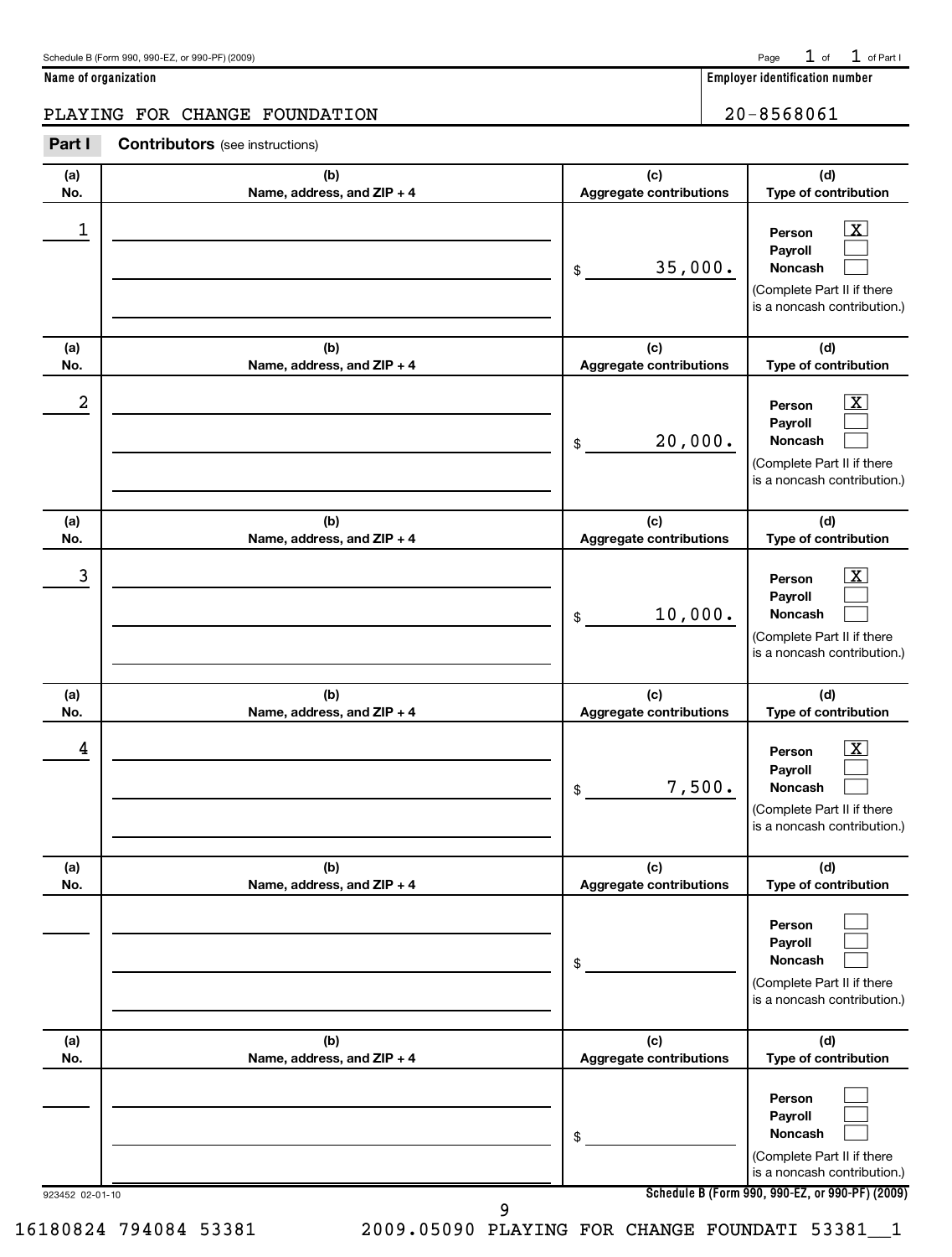**Name of organization**

PLAYING FOR CHANGE FOUNDATION

**Employer identification number**

20-8568061

## Part I — Contributors (see instructions)

| (a) No. | (b) Name, address, and ZIP + 4 | (c) Aggregate contributions | (d) Type of contribution |
|---|---|---|---|
| 1 | | $ 35,000. | Person [X] Payroll [ ] Noncash [ ] (Complete Part II if there is a noncash contribution.) |
| 2 | | $ 20,000. | Person [X] Payroll [ ] Noncash [ ] (Complete Part II if there is a noncash contribution.) |
| 3 | | $ 10,000. | Person [X] Payroll [ ] Noncash [ ] (Complete Part II if there is a noncash contribution.) |
| 4 | | $ 7,500. | Person [X] Payroll [ ] Noncash [ ] (Complete Part II if there is a noncash contribution.) |
| | | $ | Person [ ] Payroll [ ] Noncash [ ] (Complete Part II if there is a noncash contribution.) |
| | | $ | Person [ ] Payroll [ ] Noncash [ ] (Complete Part II if there is a noncash contribution.) |

923452 02-01-10

**Schedule B (Form 990, 990-EZ, or 990-PF) (2009)**

16180824 794084 53381    2009.05090 PLAYING FOR CHANGE FOUNDATI 53381__1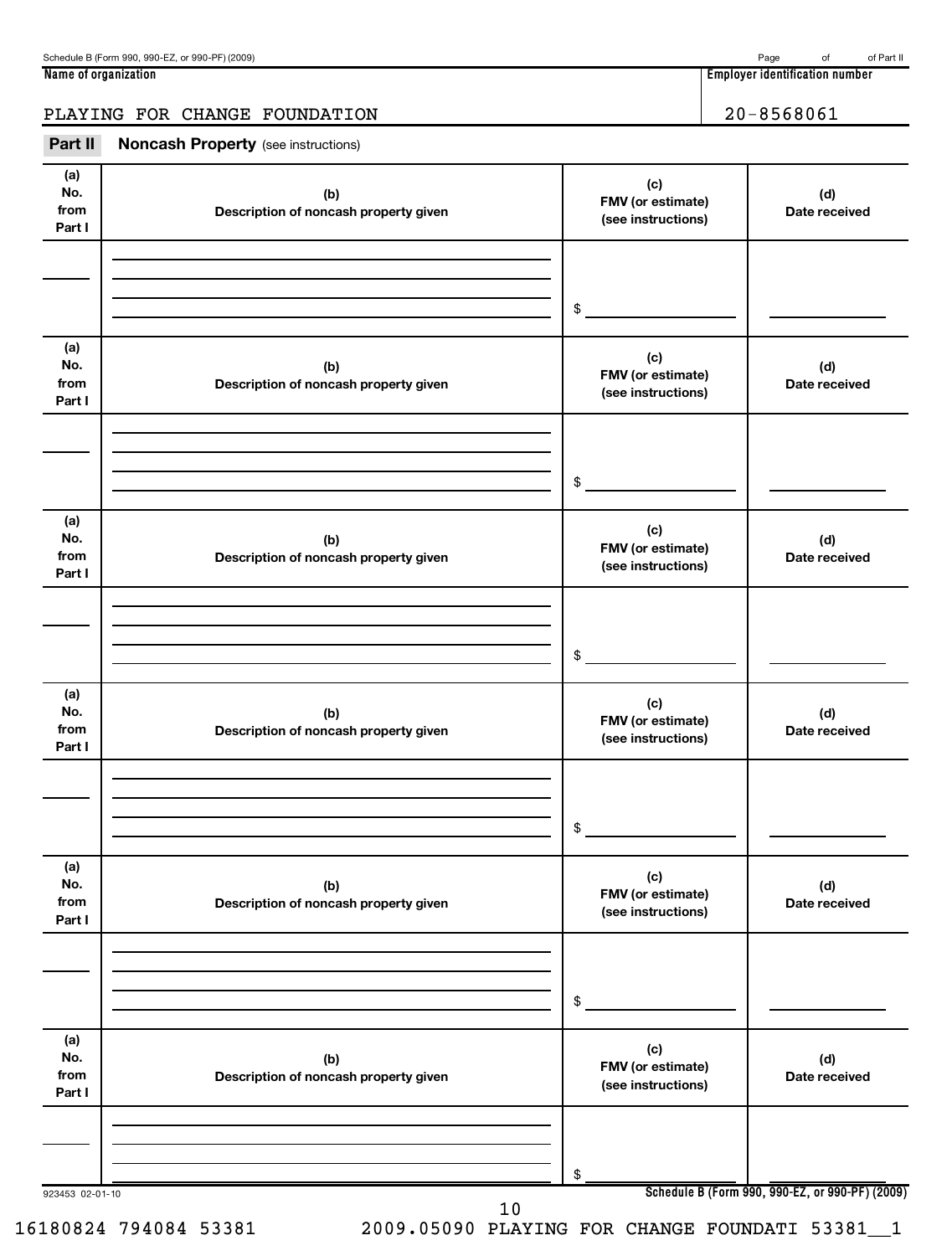Schedule B (Form 990, 990-EZ, or 990-PF) (2009)

**Name of organization**

PLAYING FOR CHANGE FOUNDATION

**Employer identification number**

20-8568061

## Part II Noncash Property (see instructions)

| (a) No. from Part I | (b) Description of noncash property given | (c) FMV (or estimate) (see instructions) | (d) Date received |
|---|---|---|---|
| | | $ | |

| (a) No. from Part I | (b) Description of noncash property given | (c) FMV (or estimate) (see instructions) | (d) Date received |
|---|---|---|---|
| | | $ | |

| (a) No. from Part I | (b) Description of noncash property given | (c) FMV (or estimate) (see instructions) | (d) Date received |
|---|---|---|---|
| | | $ | |

| (a) No. from Part I | (b) Description of noncash property given | (c) FMV (or estimate) (see instructions) | (d) Date received |
|---|---|---|---|
| | | $ | |

| (a) No. from Part I | (b) Description of noncash property given | (c) FMV (or estimate) (see instructions) | (d) Date received |
|---|---|---|---|
| | | $ | |

| (a) No. from Part I | (b) Description of noncash property given | (c) FMV (or estimate) (see instructions) | (d) Date received |
|---|---|---|---|
| | | $ | |

923453 02-01-10

Schedule B (Form 990, 990-EZ, or 990-PF) (2009)

16180824 794084 53381 2009.05090 PLAYING FOR CHANGE FOUNDATI 53381__1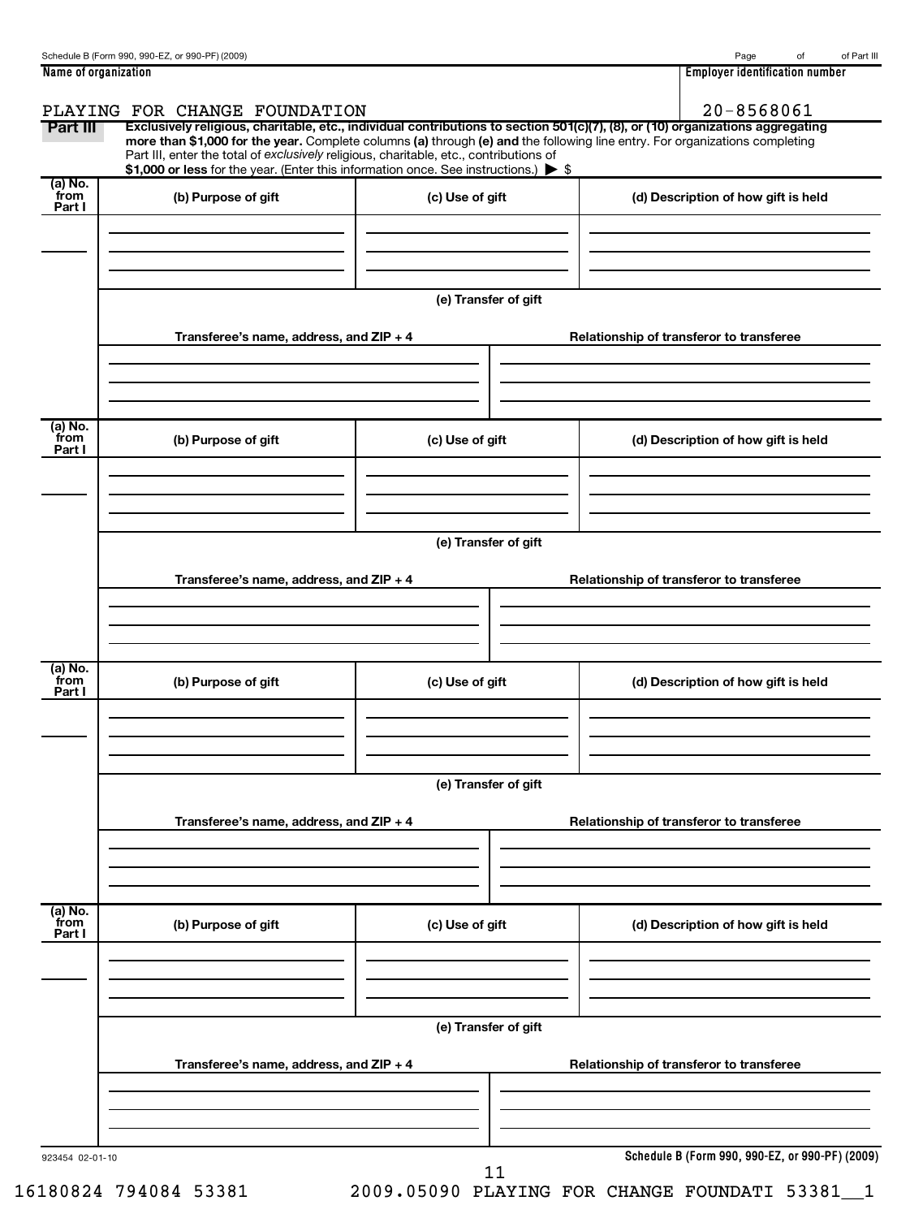Name of organization

PLAYING FOR CHANGE FOUNDATION

Employer identification number

20-8568061

**Part III** **Exclusively religious, charitable, etc., individual contributions to section 501(c)(7), (8), or (10) organizations aggregating more than $1,000 for the year.** Complete columns **(a)** through **(e) and** the following line entry. For organizations completing Part III, enter the total of *exclusively* religious, charitable, etc., contributions of **$1,000 or less** for the year. (Enter this information once. See instructions.) ▶ $

| (a) No. from Part I | (b) Purpose of gift | (c) Use of gift | (d) Description of how gift is held |
|---|---|---|---|
| | | | |

(e) Transfer of gift

| Transferee's name, address, and ZIP + 4 | Relationship of transferor to transferee |
|---|---|
| | |

| (a) No. from Part I | (b) Purpose of gift | (c) Use of gift | (d) Description of how gift is held |
|---|---|---|---|
| | | | |

(e) Transfer of gift

| Transferee's name, address, and ZIP + 4 | Relationship of transferor to transferee |
|---|---|
| | |

| (a) No. from Part I | (b) Purpose of gift | (c) Use of gift | (d) Description of how gift is held |
|---|---|---|---|
| | | | |

(e) Transfer of gift

| Transferee's name, address, and ZIP + 4 | Relationship of transferor to transferee |
|---|---|
| | |

| (a) No. from Part I | (b) Purpose of gift | (c) Use of gift | (d) Description of how gift is held |
|---|---|---|---|
| | | | |

(e) Transfer of gift

| Transferee's name, address, and ZIP + 4 | Relationship of transferor to transferee |
|---|---|
| | |

923454 02-01-10

**Schedule B (Form 990, 990-EZ, or 990-PF) (2009)**

16180824 794084 53381 2009.05090 PLAYING FOR CHANGE FOUNDATI 53381__1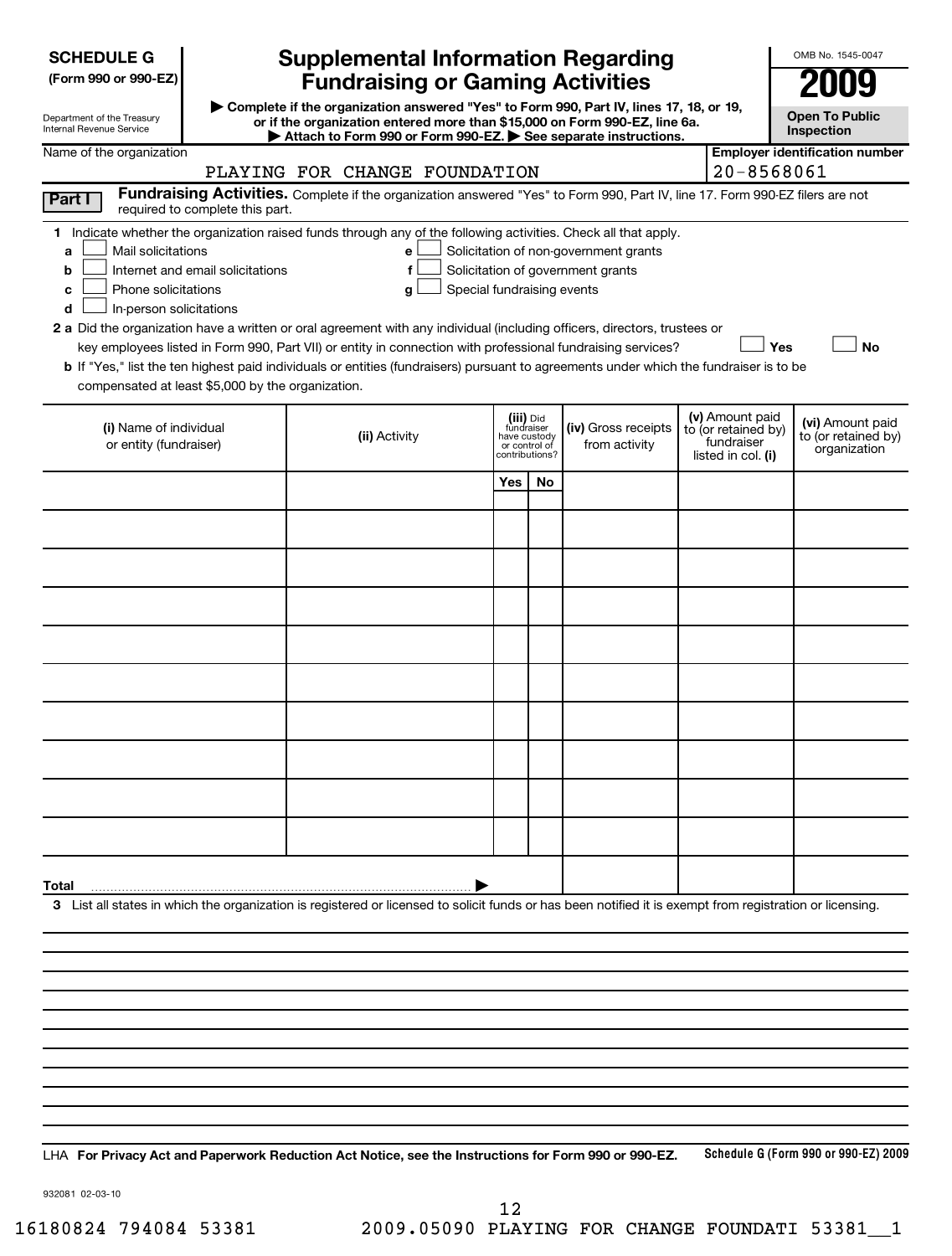**SCHEDULE G**
**(Form 990 or 990-EZ)**

Department of the Treasury
Internal Revenue Service

# Supplemental Information Regarding Fundraising or Gaming Activities

▶ Complete if the organization answered "Yes" to Form 990, Part IV, lines 17, 18, or 19, or if the organization entered more than $15,000 on Form 990-EZ, line 6a.
▶ Attach to Form 990 or Form 990-EZ. ▶ See separate instructions.

OMB No. 1545-0047

**2009**

**Open To Public Inspection**

Name of the organization: PLAYING FOR CHANGE FOUNDATION

Employer identification number: 20-8568061

**Part I** **Fundraising Activities.** Complete if the organization answered "Yes" to Form 990, Part IV, line 17. Form 990-EZ filers are not required to complete this part.

1 Indicate whether the organization raised funds through any of the following activities. Check all that apply.

- a ☐ Mail solicitations
- b ☐ Internet and email solicitations
- c ☐ Phone solicitations
- d ☐ In-person solicitations
- e ☐ Solicitation of non-government grants
- f ☐ Solicitation of government grants
- g ☐ Special fundraising events

2 a Did the organization have a written or oral agreement with any individual (including officers, directors, trustees or key employees listed in Form 990, Part VII) or entity in connection with professional fundraising services? ☐ Yes ☐ No

b If "Yes," list the ten highest paid individuals or entities (fundraisers) pursuant to agreements under which the fundraiser is to be compensated at least $5,000 by the organization.

| (i) Name of individual or entity (fundraiser) | (ii) Activity | (iii) Did fundraiser have custody or control of contributions? Yes | No | (iv) Gross receipts from activity | (v) Amount paid to (or retained by) fundraiser listed in col. (i) | (vi) Amount paid to (or retained by) organization |
|---|---|---|---|---|---|---|
| | | | | | | |
| | | | | | | |
| | | | | | | |
| | | | | | | |
| | | | | | | |
| | | | | | | |
| | | | | | | |
| | | | | | | |
| | | | | | | |
| | | | | | | |
| **Total** ▶ | | | | | | |

3 List all states in which the organization is registered or licensed to solicit funds or has been notified it is exempt from registration or licensing.

LHA **For Privacy Act and Paperwork Reduction Act Notice, see the Instructions for Form 990 or 990-EZ.** Schedule G (Form 990 or 990-EZ) 2009

932081 02-03-10

16180824 794084 53381 2009.05090 PLAYING FOR CHANGE FOUNDATI 53381__1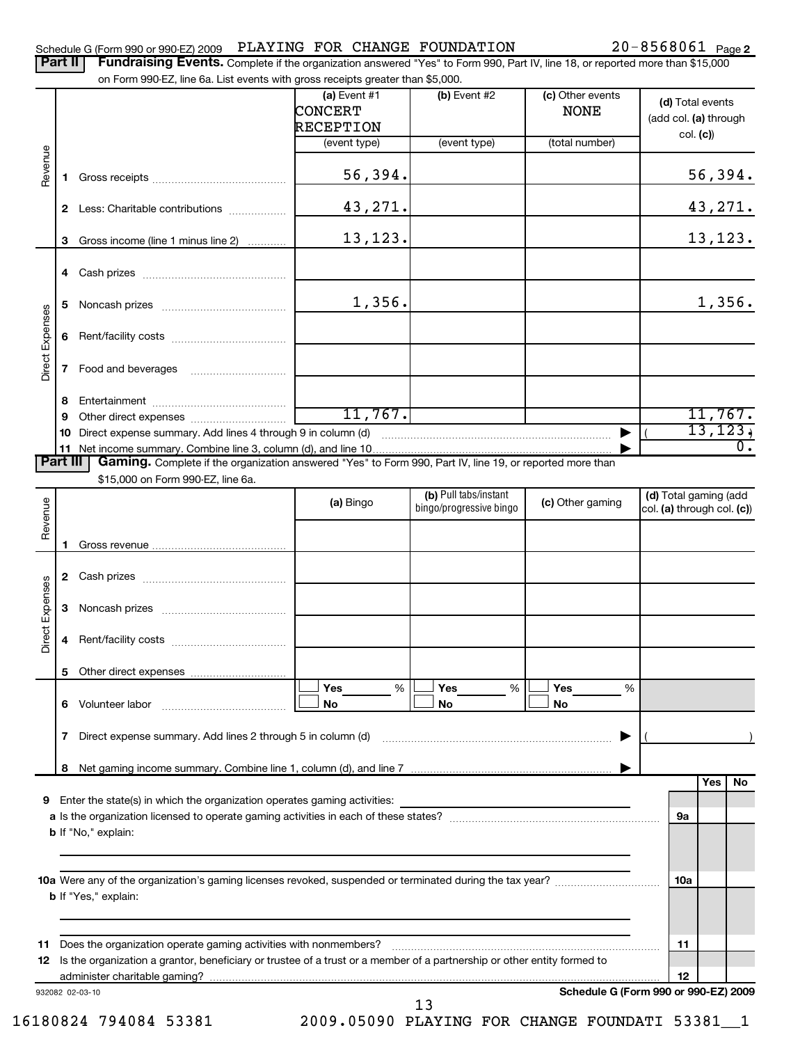Schedule G (Form 990 or 990-EZ) 2009 PLAYING FOR CHANGE FOUNDATION 20-8568061 Page 2

**Part II** **Fundraising Events.** Complete if the organization answered "Yes" to Form 990, Part IV, line 18, or reported more than $15,000 on Form 990-EZ, line 6a. List events with gross receipts greater than $5,000.

| | | (a) Event #1 CONCERT RECEPTION (event type) | (b) Event #2 (event type) | (c) Other events NONE (total number) | (d) Total events (add col. (a) through col. (c)) |
|---|---|---|---|---|---|
| Revenue | 1 Gross receipts | 56,394. | | | 56,394. |
| | 2 Less: Charitable contributions | 43,271. | | | 43,271. |
| | 3 Gross income (line 1 minus line 2) | 13,123. | | | 13,123. |
| Direct Expenses | 4 Cash prizes | | | | |
| | 5 Noncash prizes | 1,356. | | | 1,356. |
| | 6 Rent/facility costs | | | | |
| | 7 Food and beverages | | | | |
| | 8 Entertainment | | | | |
| | 9 Other direct expenses | 11,767. | | | 11,767. |
| | 10 Direct expense summary. Add lines 4 through 9 in column (d) ▶ | | | | ( 13,123.) |
| | 11 Net income summary. Combine line 3, column (d), and line 10 ▶ | | | | 0. |

**Part III** **Gaming.** Complete if the organization answered "Yes" to Form 990, Part IV, line 19, or reported more than $15,000 on Form 990-EZ, line 6a.

| | | (a) Bingo | (b) Pull tabs/instant bingo/progressive bingo | (c) Other gaming | (d) Total gaming (add col. (a) through col. (c)) |
|---|---|---|---|---|---|
| Revenue | 1 Gross revenue | | | | |
| Direct Expenses | 2 Cash prizes | | | | |
| | 3 Noncash prizes | | | | |
| | 4 Rent/facility costs | | | | |
| | 5 Other direct expenses | | | | |
| | 6 Volunteer labor | ☐ Yes ___ % ☐ No | ☐ Yes ___ % ☐ No | ☐ Yes ___ % ☐ No | |
| | 7 Direct expense summary. Add lines 2 through 5 in column (d) ▶ | | | | ( ) |
| | 8 Net gaming income summary. Combine line 1, column (d), and line 7 ▶ | | | | |

| | | Yes | No |
|---|---|---|---|
| **9** Enter the state(s) in which the organization operates gaming activities: | | | |
| **a** Is the organization licensed to operate gaming activities in each of these states? | 9a | | |
| **b** If "No," explain: | | | |
| **10a** Were any of the organization's gaming licenses revoked, suspended or terminated during the tax year? | 10a | | |
| **b** If "Yes," explain: | | | |
| **11** Does the organization operate gaming activities with nonmembers? | 11 | | |
| **12** Is the organization a grantor, beneficiary or trustee of a trust or a member of a partnership or other entity formed to administer charitable gaming? | 12 | | |

932082 02-03-10 **Schedule G (Form 990 or 990-EZ) 2009**

16180824 794084 53381 2009.05090 PLAYING FOR CHANGE FOUNDATI 53381__1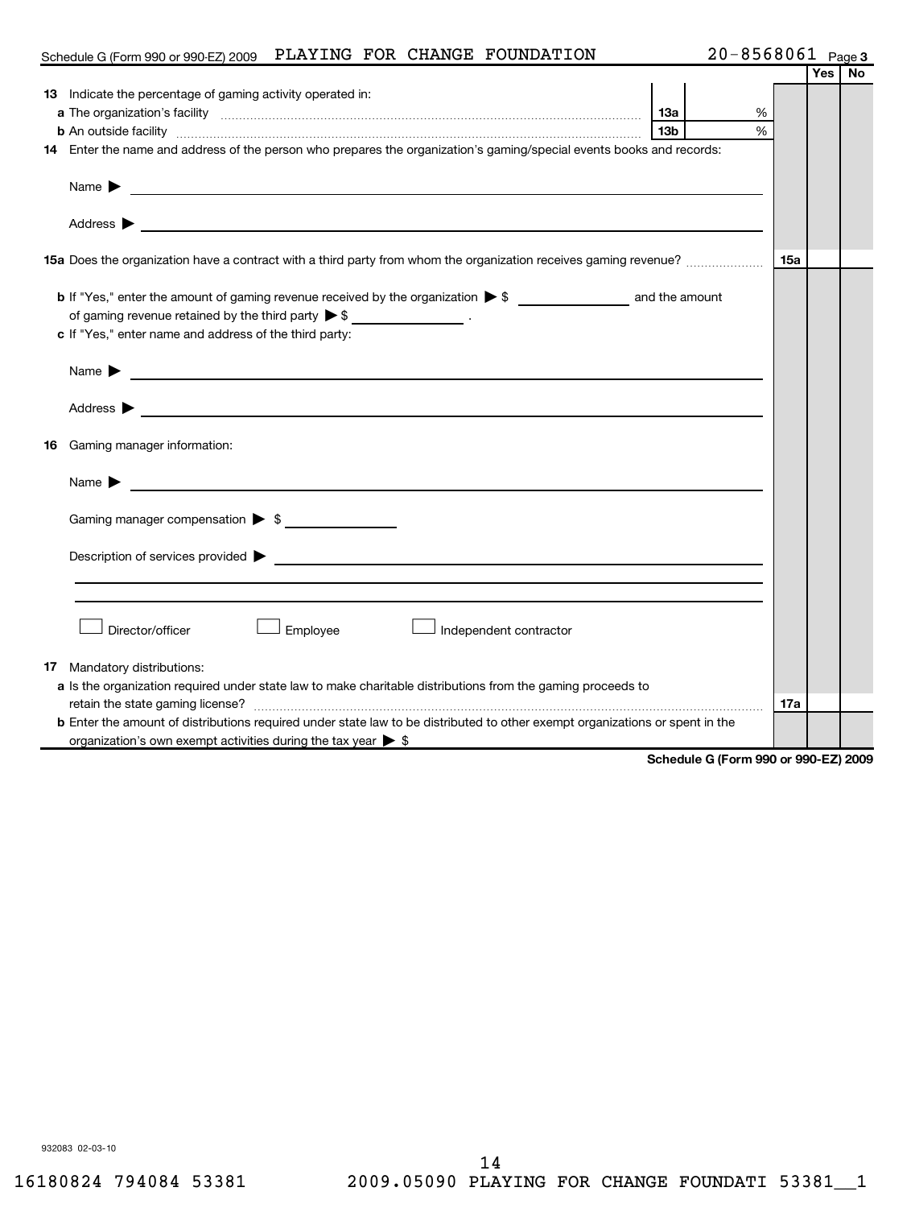Schedule G (Form 990 or 990-EZ) 2009 PLAYING FOR CHANGE FOUNDATION 20-8568061 Page 3

| | | | Yes | No |
|---|---|---|---|---|
| **13** Indicate the percentage of gaming activity operated in: | | | | |
| **a** The organization's facility | 13a | % | | |
| **b** An outside facility | 13b | % | | |

**14** Enter the name and address of the person who prepares the organization's gaming/special events books and records:

Name ▶

Address ▶

| | | Yes | No |
|---|---|---|---|
| **15a** Does the organization have a contract with a third party from whom the organization receives gaming revenue? | 15a | | |

**b** If "Yes," enter the amount of gaming revenue received by the organization ▶ $ and the amount of gaming revenue retained by the third party ▶ $ .

**c** If "Yes," enter name and address of the third party:

Name ▶

Address ▶

**16** Gaming manager information:

Name ▶

Gaming manager compensation ▶ $

Description of services provided ▶

☐ Director/officer ☐ Employee ☐ Independent contractor

**17** Mandatory distributions:

| | | Yes | No |
|---|---|---|---|
| **a** Is the organization required under state law to make charitable distributions from the gaming proceeds to retain the state gaming license? | 17a | | |

**b** Enter the amount of distributions required under state law to be distributed to other exempt organizations or spent in the organization's own exempt activities during the tax year ▶ $

**Schedule G (Form 990 or 990-EZ) 2009**

932083 02-03-10

16180824 794084 53381 2009.05090 PLAYING FOR CHANGE FOUNDATI 53381__1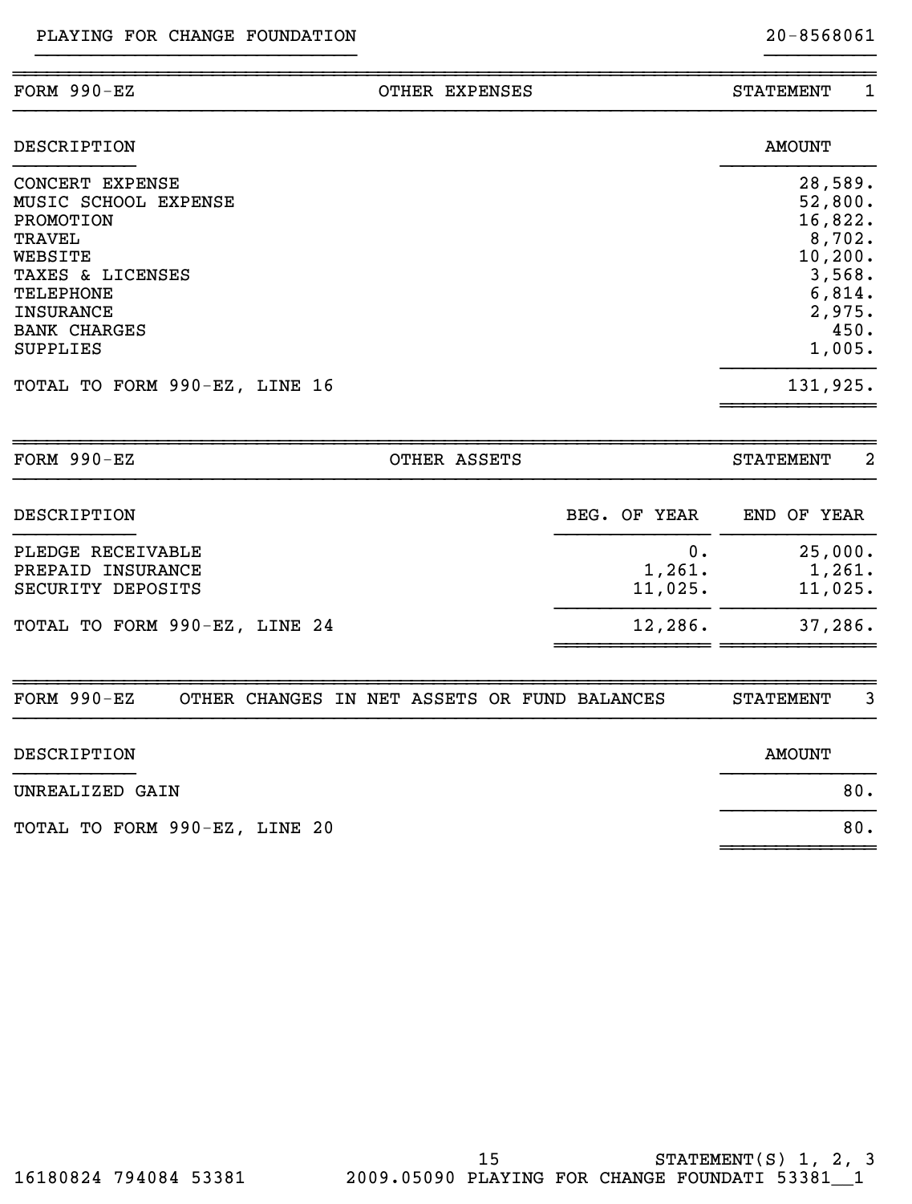PLAYING FOR CHANGE FOUNDATION 20-8568061

## FORM 990-EZ OTHER EXPENSES STATEMENT 1

| DESCRIPTION | AMOUNT |
|---|---|
| CONCERT EXPENSE | 28,589. |
| MUSIC SCHOOL EXPENSE | 52,800. |
| PROMOTION | 16,822. |
| TRAVEL | 8,702. |
| WEBSITE | 10,200. |
| TAXES & LICENSES | 3,568. |
| TELEPHONE | 6,814. |
| INSURANCE | 2,975. |
| BANK CHARGES | 450. |
| SUPPLIES | 1,005. |
| TOTAL TO FORM 990-EZ, LINE 16 | 131,925. |

## FORM 990-EZ OTHER ASSETS STATEMENT 2

| DESCRIPTION | BEG. OF YEAR | END OF YEAR |
|---|---|---|
| PLEDGE RECEIVABLE | 0. | 25,000. |
| PREPAID INSURANCE | 1,261. | 1,261. |
| SECURITY DEPOSITS | 11,025. | 11,025. |
| TOTAL TO FORM 990-EZ, LINE 24 | 12,286. | 37,286. |

## FORM 990-EZ OTHER CHANGES IN NET ASSETS OR FUND BALANCES STATEMENT 3

| DESCRIPTION | AMOUNT |
|---|---|
| UNREALIZED GAIN | 80. |
| TOTAL TO FORM 990-EZ, LINE 20 | 80. |

STATEMENT(S) 1, 2, 3

16180824 794084 53381 2009.05090 PLAYING FOR CHANGE FOUNDATI 53381__1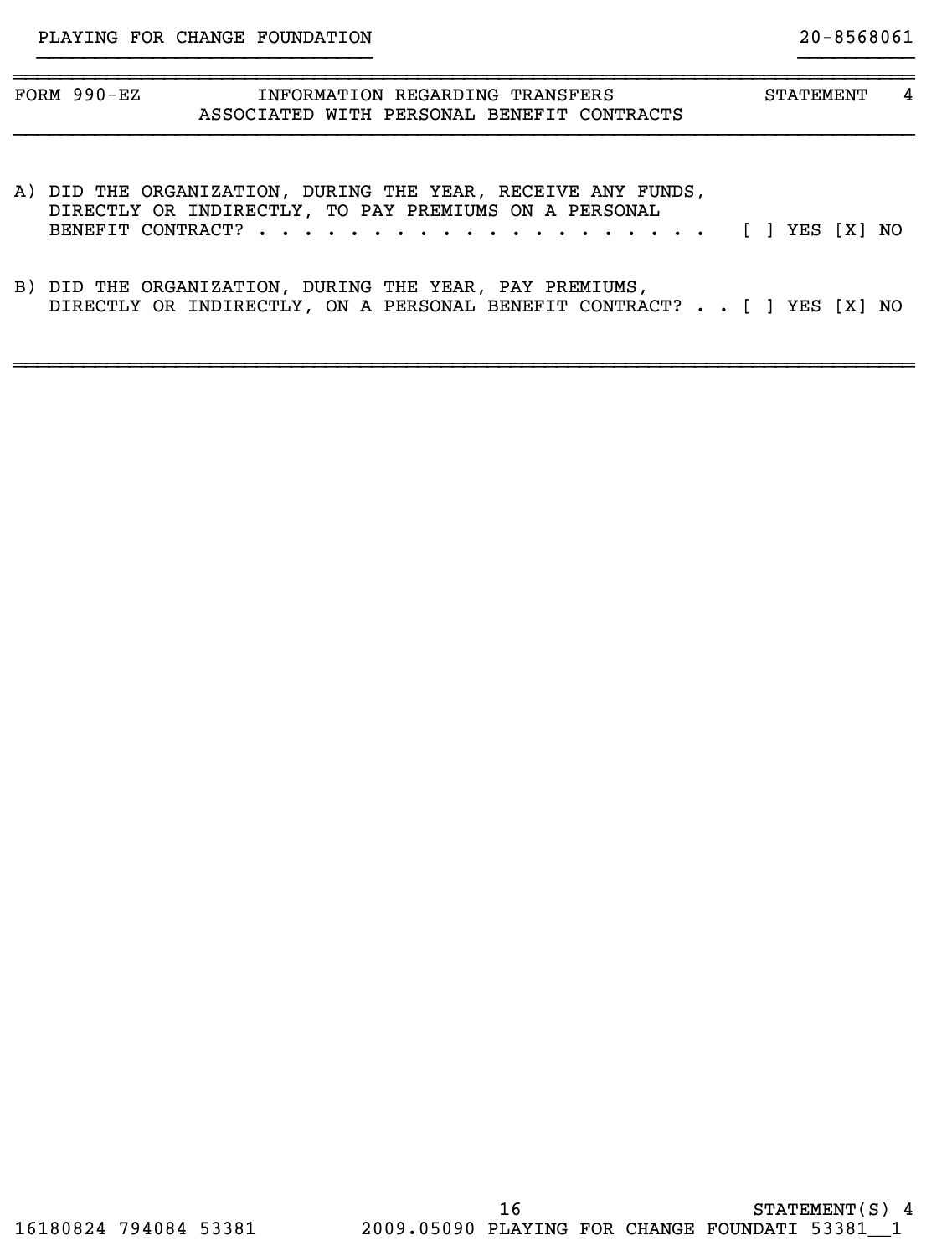PLAYING FOR CHANGE FOUNDATION 20-8568061

| FORM 990-EZ | INFORMATION REGARDING TRANSFERS ASSOCIATED WITH PERSONAL BENEFIT CONTRACTS | STATEMENT 4 |
|---|---|---|

A) DID THE ORGANIZATION, DURING THE YEAR, RECEIVE ANY FUNDS, DIRECTLY OR INDIRECTLY, TO PAY PREMIUMS ON A PERSONAL BENEFIT CONTRACT? . . . . . . . . . . . . . . . . . . . . . [ ] YES [X] NO

B) DID THE ORGANIZATION, DURING THE YEAR, PAY PREMIUMS, DIRECTLY OR INDIRECTLY, ON A PERSONAL BENEFIT CONTRACT? . . [ ] YES [X] NO

STATEMENT(S) 4

16180824 794084 53381 2009.05090 PLAYING FOR CHANGE FOUNDATI 53381__1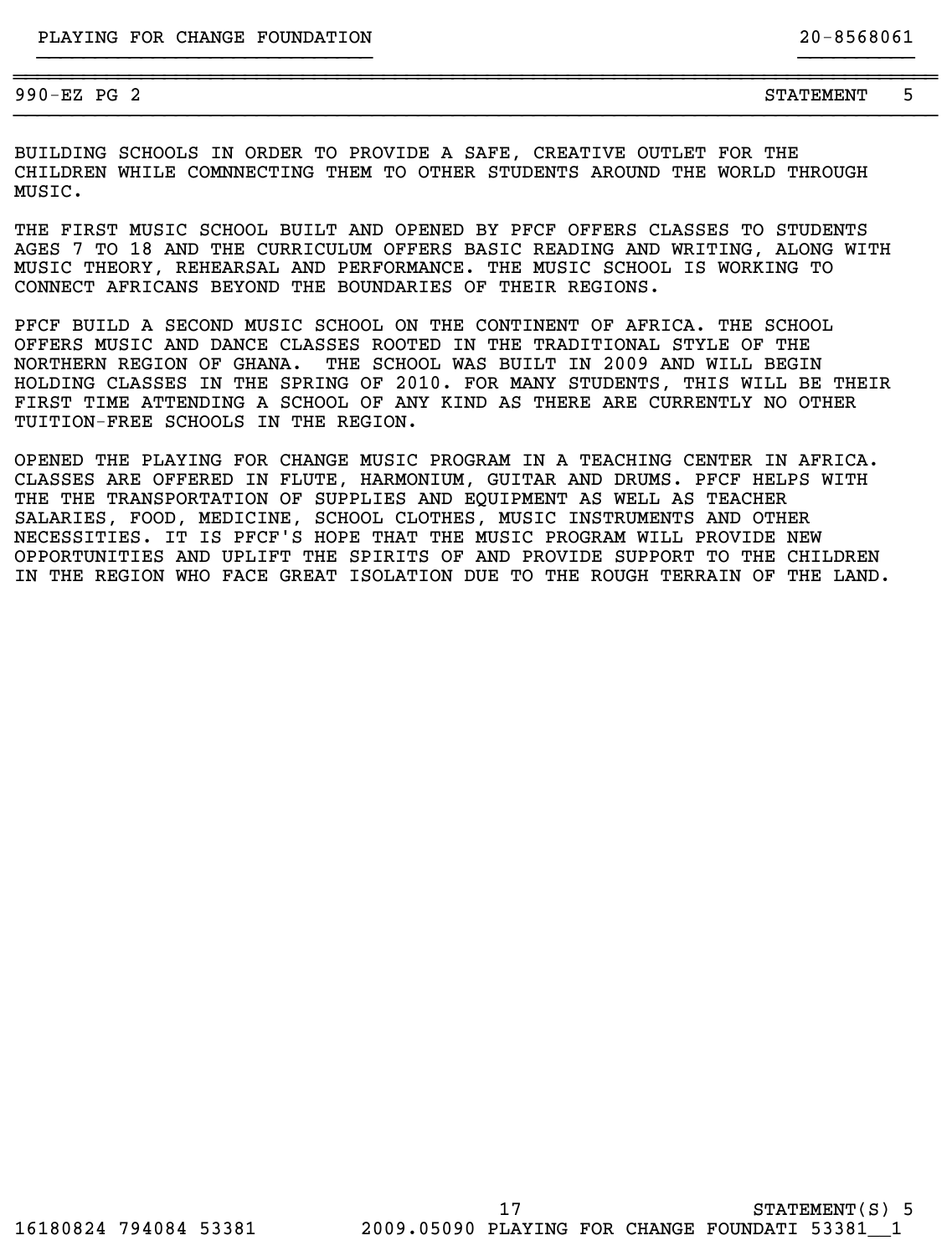990-EZ PG 2 STATEMENT 5

BUILDING SCHOOLS IN ORDER TO PROVIDE A SAFE, CREATIVE OUTLET FOR THE CHILDREN WHILE COMNNECTING THEM TO OTHER STUDENTS AROUND THE WORLD THROUGH MUSIC.

THE FIRST MUSIC SCHOOL BUILT AND OPENED BY PFCF OFFERS CLASSES TO STUDENTS AGES 7 TO 18 AND THE CURRICULUM OFFERS BASIC READING AND WRITING, ALONG WITH MUSIC THEORY, REHEARSAL AND PERFORMANCE. THE MUSIC SCHOOL IS WORKING TO CONNECT AFRICANS BEYOND THE BOUNDARIES OF THEIR REGIONS.

PFCF BUILD A SECOND MUSIC SCHOOL ON THE CONTINENT OF AFRICA. THE SCHOOL OFFERS MUSIC AND DANCE CLASSES ROOTED IN THE TRADITIONAL STYLE OF THE NORTHERN REGION OF GHANA. THE SCHOOL WAS BUILT IN 2009 AND WILL BEGIN HOLDING CLASSES IN THE SPRING OF 2010. FOR MANY STUDENTS, THIS WILL BE THEIR FIRST TIME ATTENDING A SCHOOL OF ANY KIND AS THERE ARE CURRENTLY NO OTHER TUITION-FREE SCHOOLS IN THE REGION.

OPENED THE PLAYING FOR CHANGE MUSIC PROGRAM IN A TEACHING CENTER IN AFRICA. CLASSES ARE OFFERED IN FLUTE, HARMONIUM, GUITAR AND DRUMS. PFCF HELPS WITH THE THE TRANSPORTATION OF SUPPLIES AND EQUIPMENT AS WELL AS TEACHER SALARIES, FOOD, MEDICINE, SCHOOL CLOTHES, MUSIC INSTRUMENTS AND OTHER NECESSITIES. IT IS PFCF'S HOPE THAT THE MUSIC PROGRAM WILL PROVIDE NEW OPPORTUNITIES AND UPLIFT THE SPIRITS OF AND PROVIDE SUPPORT TO THE CHILDREN IN THE REGION WHO FACE GREAT ISOLATION DUE TO THE ROUGH TERRAIN OF THE LAND.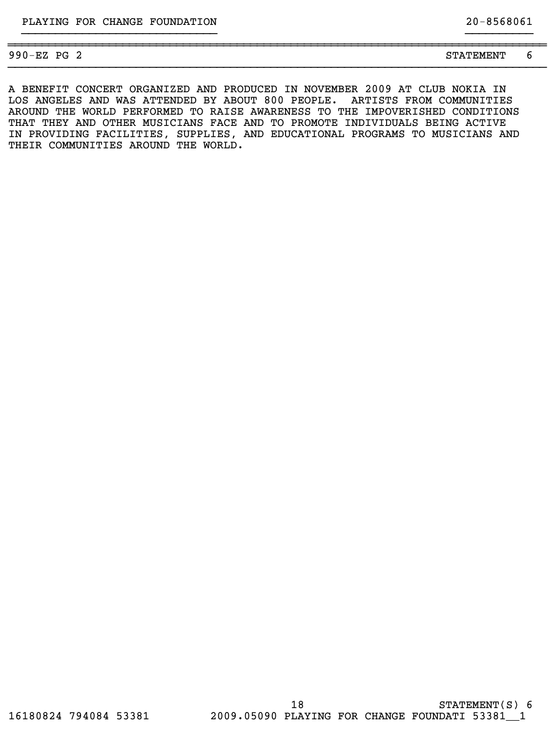990-EZ PG 2 STATEMENT 6

A BENEFIT CONCERT ORGANIZED AND PRODUCED IN NOVEMBER 2009 AT CLUB NOKIA IN LOS ANGELES AND WAS ATTENDED BY ABOUT 800 PEOPLE. ARTISTS FROM COMMUNITIES AROUND THE WORLD PERFORMED TO RAISE AWARENESS TO THE IMPOVERISHED CONDITIONS THAT THEY AND OTHER MUSICIANS FACE AND TO PROMOTE INDIVIDUALS BEING ACTIVE IN PROVIDING FACILITIES, SUPPLIES, AND EDUCATIONAL PROGRAMS TO MUSICIANS AND THEIR COMMUNITIES AROUND THE WORLD.